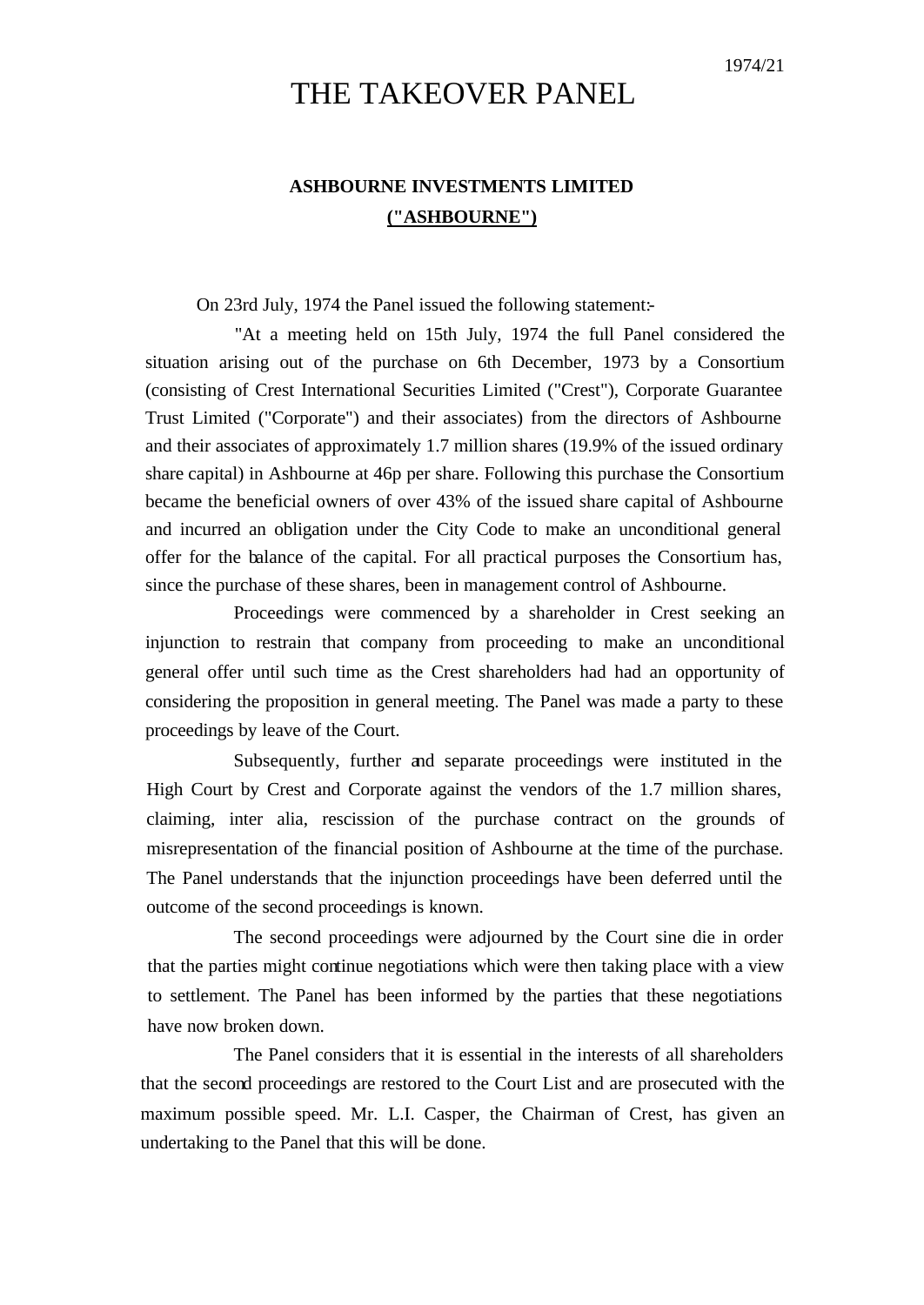1974/21

# THE TAKEOVER PANEL

## ASHBOURNE INVESTMENTS LIMITED
## ("ASHBOURNE")

On 23rd July, 1974 the Panel issued the following statement:-

"At a meeting held on 15th July, 1974 the full Panel considered the situation arising out of the purchase on 6th December, 1973 by a Consortium (consisting of Crest International Securities Limited ("Crest"), Corporate Guarantee Trust Limited ("Corporate") and their associates) from the directors of Ashbourne and their associates of approximately 1.7 million shares (19.9% of the issued ordinary share capital) in Ashbourne at 46p per share. Following this purchase the Consortium became the beneficial owners of over 43% of the issued share capital of Ashbourne and incurred an obligation under the City Code to make an unconditional general offer for the balance of the capital. For all practical purposes the Consortium has, since the purchase of these shares, been in management control of Ashbourne.

Proceedings were commenced by a shareholder in Crest seeking an injunction to restrain that company from proceeding to make an unconditional general offer until such time as the Crest shareholders had had an opportunity of considering the proposition in general meeting. The Panel was made a party to these proceedings by leave of the Court.

Subsequently, further and separate proceedings were instituted in the High Court by Crest and Corporate against the vendors of the 1.7 million shares, claiming, inter alia, rescission of the purchase contract on the grounds of misrepresentation of the financial position of Ashbourne at the time of the purchase. The Panel understands that the injunction proceedings have been deferred until the outcome of the second proceedings is known.

The second proceedings were adjourned by the Court sine die in order that the parties might continue negotiations which were then taking place with a view to settlement. The Panel has been informed by the parties that these negotiations have now broken down.

The Panel considers that it is essential in the interests of all shareholders that the second proceedings are restored to the Court List and are prosecuted with the maximum possible speed. Mr. L.I. Casper, the Chairman of Crest, has given an undertaking to the Panel that this will be done.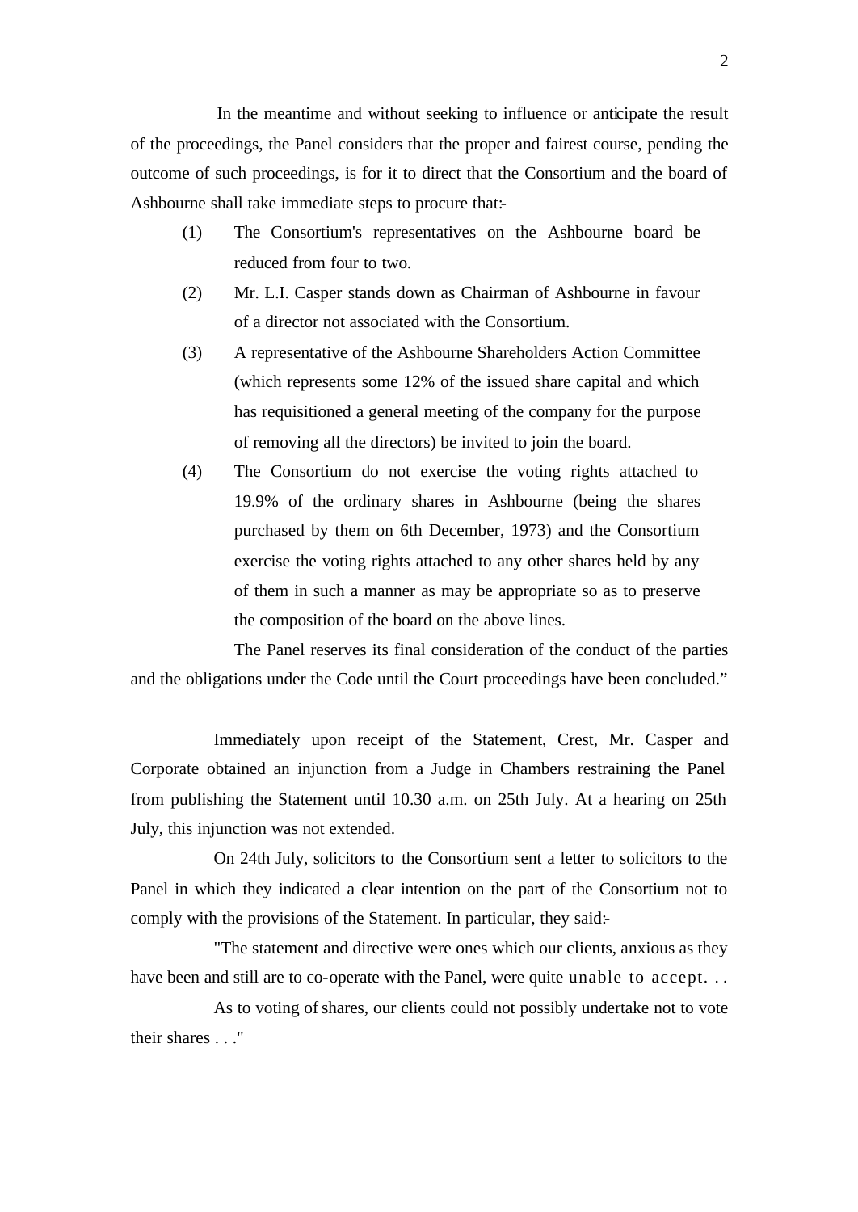In the meantime and without seeking to influence or anticipate the result of the proceedings, the Panel considers that the proper and fairest course, pending the outcome of such proceedings, is for it to direct that the Consortium and the board of Ashbourne shall take immediate steps to procure that:-

(1) The Consortium's representatives on the Ashbourne board be reduced from four to two.

(2) Mr. L.I. Casper stands down as Chairman of Ashbourne in favour of a director not associated with the Consortium.

(3) A representative of the Ashbourne Shareholders Action Committee (which represents some 12% of the issued share capital and which has requisitioned a general meeting of the company for the purpose of removing all the directors) be invited to join the board.

(4) The Consortium do not exercise the voting rights attached to 19.9% of the ordinary shares in Ashbourne (being the shares purchased by them on 6th December, 1973) and the Consortium exercise the voting rights attached to any other shares held by any of them in such a manner as may be appropriate so as to preserve the composition of the board on the above lines.

The Panel reserves its final consideration of the conduct of the parties and the obligations under the Code until the Court proceedings have been concluded."

Immediately upon receipt of the Statement, Crest, Mr. Casper and Corporate obtained an injunction from a Judge in Chambers restraining the Panel from publishing the Statement until 10.30 a.m. on 25th July. At a hearing on 25th July, this injunction was not extended.

On 24th July, solicitors to the Consortium sent a letter to solicitors to the Panel in which they indicated a clear intention on the part of the Consortium not to comply with the provisions of the Statement. In particular, they said:-

"The statement and directive were ones which our clients, anxious as they have been and still are to co-operate with the Panel, were quite unable to accept. . .

As to voting of shares, our clients could not possibly undertake not to vote their shares . . ."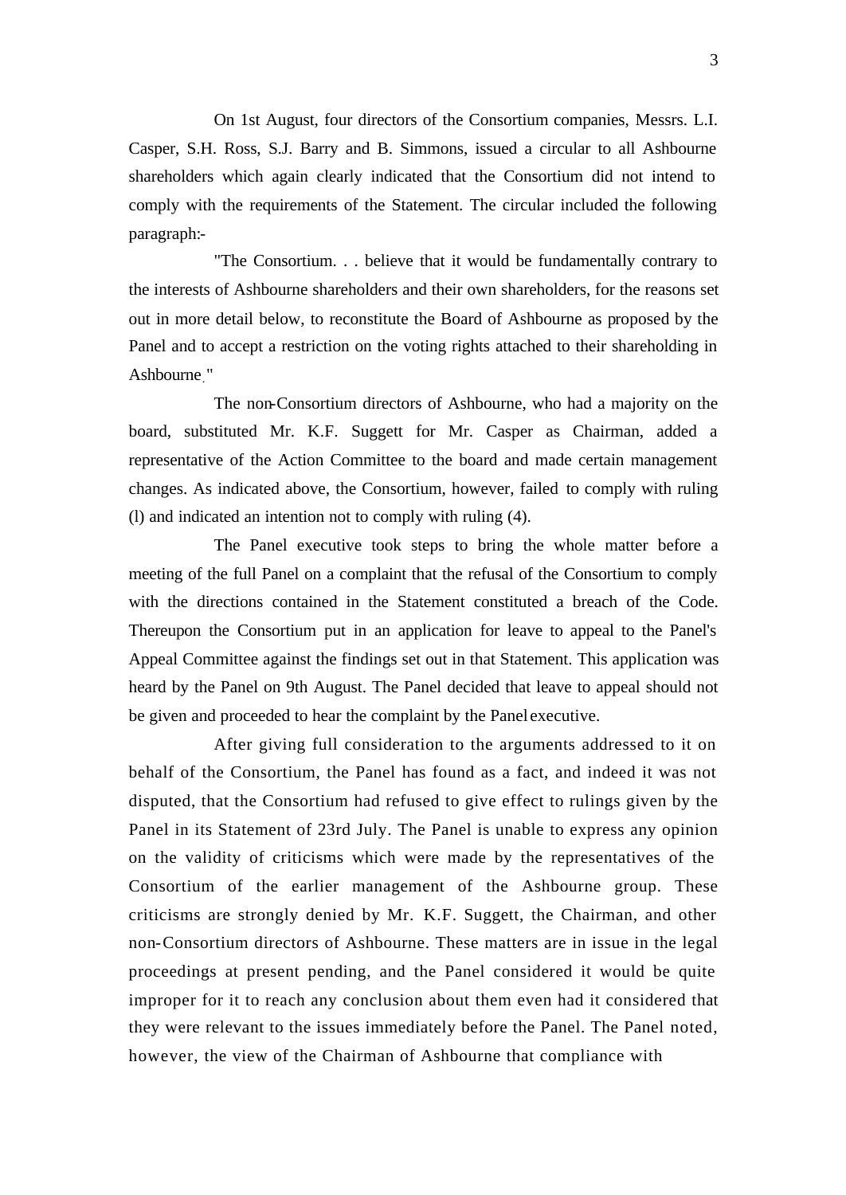On 1st August, four directors of the Consortium companies, Messrs. L.I. Casper, S.H. Ross, S.J. Barry and B. Simmons, issued a circular to all Ashbourne shareholders which again clearly indicated that the Consortium did not intend to comply with the requirements of the Statement. The circular included the following paragraph:-

"The Consortium. . . believe that it would be fundamentally contrary to the interests of Ashbourne shareholders and their own shareholders, for the reasons set out in more detail below, to reconstitute the Board of Ashbourne as proposed by the Panel and to accept a restriction on the voting rights attached to their shareholding in Ashbourne."

The non-Consortium directors of Ashbourne, who had a majority on the board, substituted Mr. K.F. Suggett for Mr. Casper as Chairman, added a representative of the Action Committee to the board and made certain management changes. As indicated above, the Consortium, however, failed to comply with ruling (l) and indicated an intention not to comply with ruling (4).

The Panel executive took steps to bring the whole matter before a meeting of the full Panel on a complaint that the refusal of the Consortium to comply with the directions contained in the Statement constituted a breach of the Code. Thereupon the Consortium put in an application for leave to appeal to the Panel's Appeal Committee against the findings set out in that Statement. This application was heard by the Panel on 9th August. The Panel decided that leave to appeal should not be given and proceeded to hear the complaint by the Panel executive.

After giving full consideration to the arguments addressed to it on behalf of the Consortium, the Panel has found as a fact, and indeed it was not disputed, that the Consortium had refused to give effect to rulings given by the Panel in its Statement of 23rd July. The Panel is unable to express any opinion on the validity of criticisms which were made by the representatives of the Consortium of the earlier management of the Ashbourne group. These criticisms are strongly denied by Mr. K.F. Suggett, the Chairman, and other non-Consortium directors of Ashbourne. These matters are in issue in the legal proceedings at present pending, and the Panel considered it would be quite improper for it to reach any conclusion about them even had it considered that they were relevant to the issues immediately before the Panel. The Panel noted, however, the view of the Chairman of Ashbourne that compliance with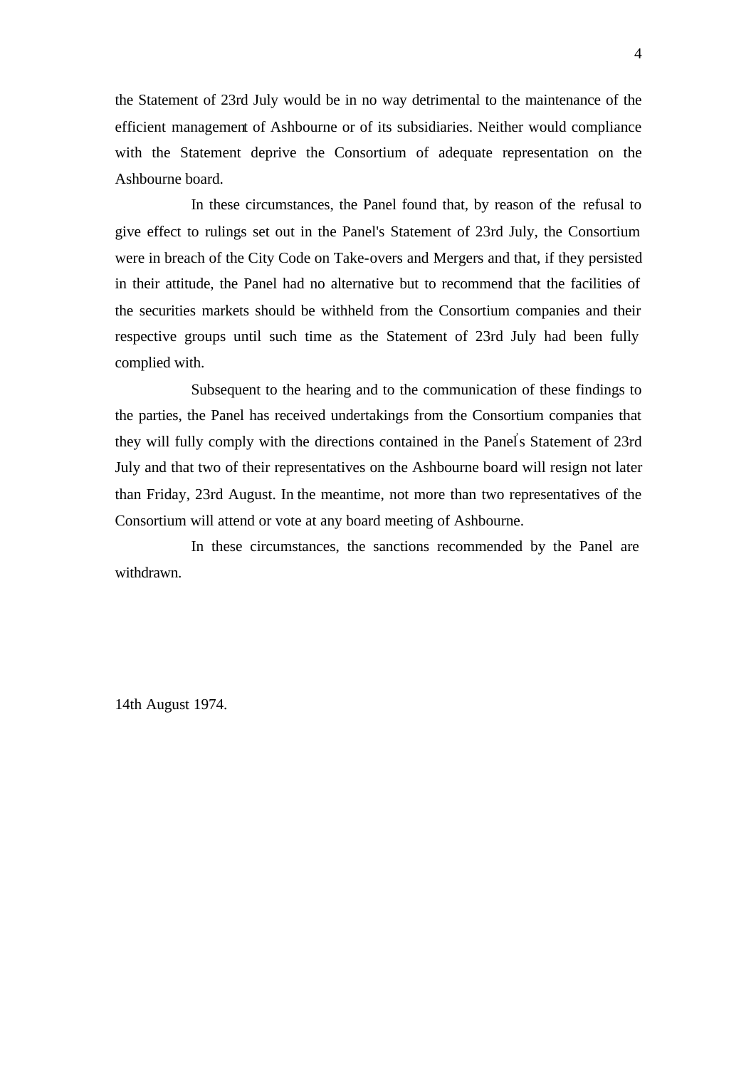the Statement of 23rd July would be in no way detrimental to the maintenance of the efficient management of Ashbourne or of its subsidiaries. Neither would compliance with the Statement deprive the Consortium of adequate representation on the Ashbourne board.

In these circumstances, the Panel found that, by reason of the refusal to give effect to rulings set out in the Panel's Statement of 23rd July, the Consortium were in breach of the City Code on Take-overs and Mergers and that, if they persisted in their attitude, the Panel had no alternative but to recommend that the facilities of the securities markets should be withheld from the Consortium companies and their respective groups until such time as the Statement of 23rd July had been fully complied with.

Subsequent to the hearing and to the communication of these findings to the parties, the Panel has received undertakings from the Consortium companies that they will fully comply with the directions contained in the Panel's Statement of 23rd July and that two of their representatives on the Ashbourne board will resign not later than Friday, 23rd August. In the meantime, not more than two representatives of the Consortium will attend or vote at any board meeting of Ashbourne.

In these circumstances, the sanctions recommended by the Panel are withdrawn.

14th August 1974.